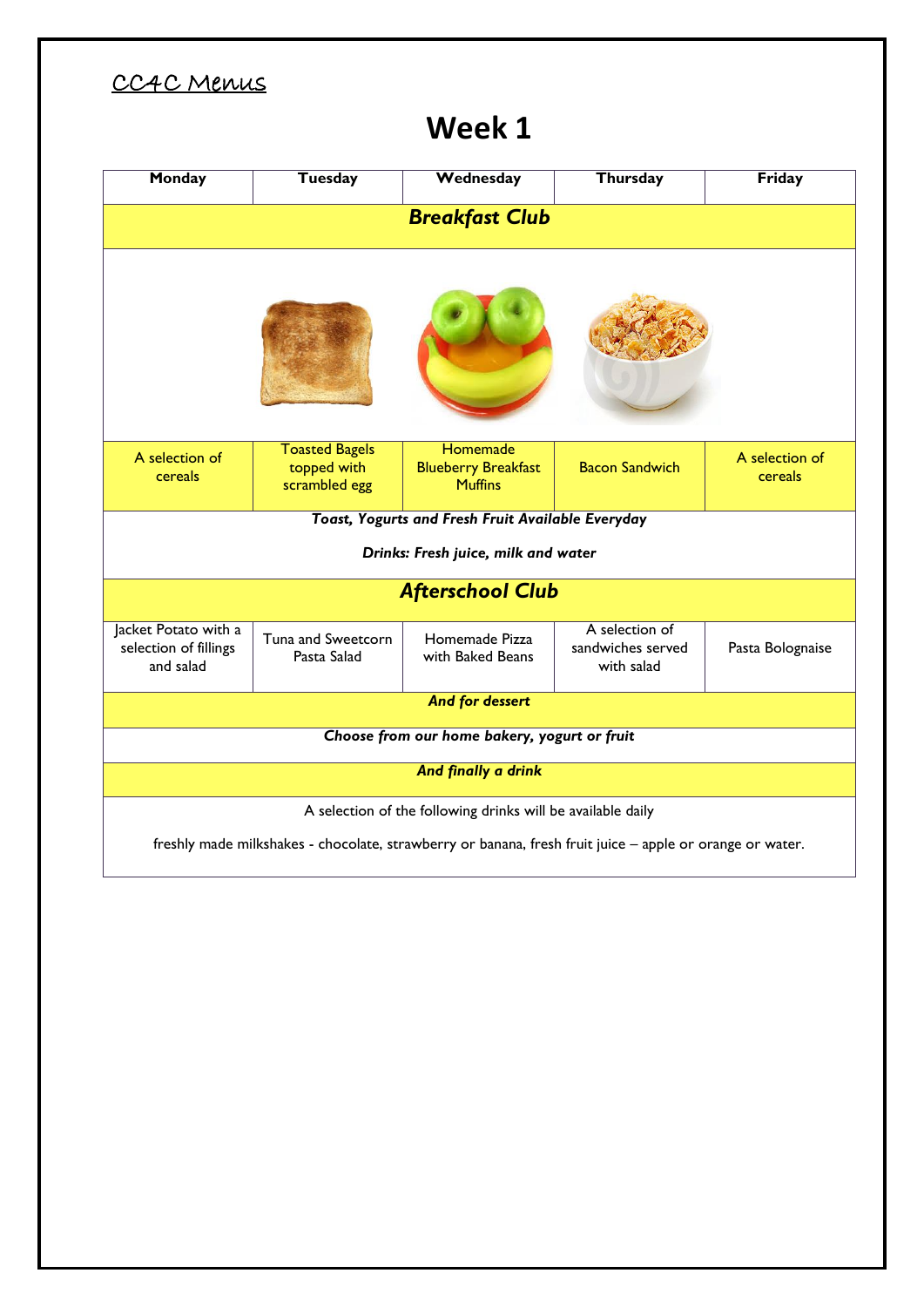<u>CC4C Menus</u>

# Week 1

| Monday | Tuesday | Wednesday | Thursday | Friday |
|---|---|---|---|---|
| ***Breakfast Club*** | | | | |
| A selection of cereals | Toasted Bagels topped with scrambled egg | Homemade Blueberry Breakfast Muffins | Bacon Sandwich | A selection of cereals |
| ***Toast, Yogurts and Fresh Fruit Available Everyday*** | | | | |
| ***Drinks: Fresh juice, milk and water*** | | | | |
| ***Afterschool Club*** | | | | |
| Jacket Potato with a selection of fillings and salad | Tuna and Sweetcorn Pasta Salad | Homemade Pizza with Baked Beans | A selection of sandwiches served with salad | Pasta Bolognaise |
| ***And for dessert*** | | | | |
| ***Choose from our home bakery, yogurt or fruit*** | | | | |
| ***And finally a drink*** | | | | |
| A selection of the following drinks will be available daily | | | | |
| freshly made milkshakes - chocolate, strawberry or banana, fresh fruit juice – apple or orange or water. | | | | |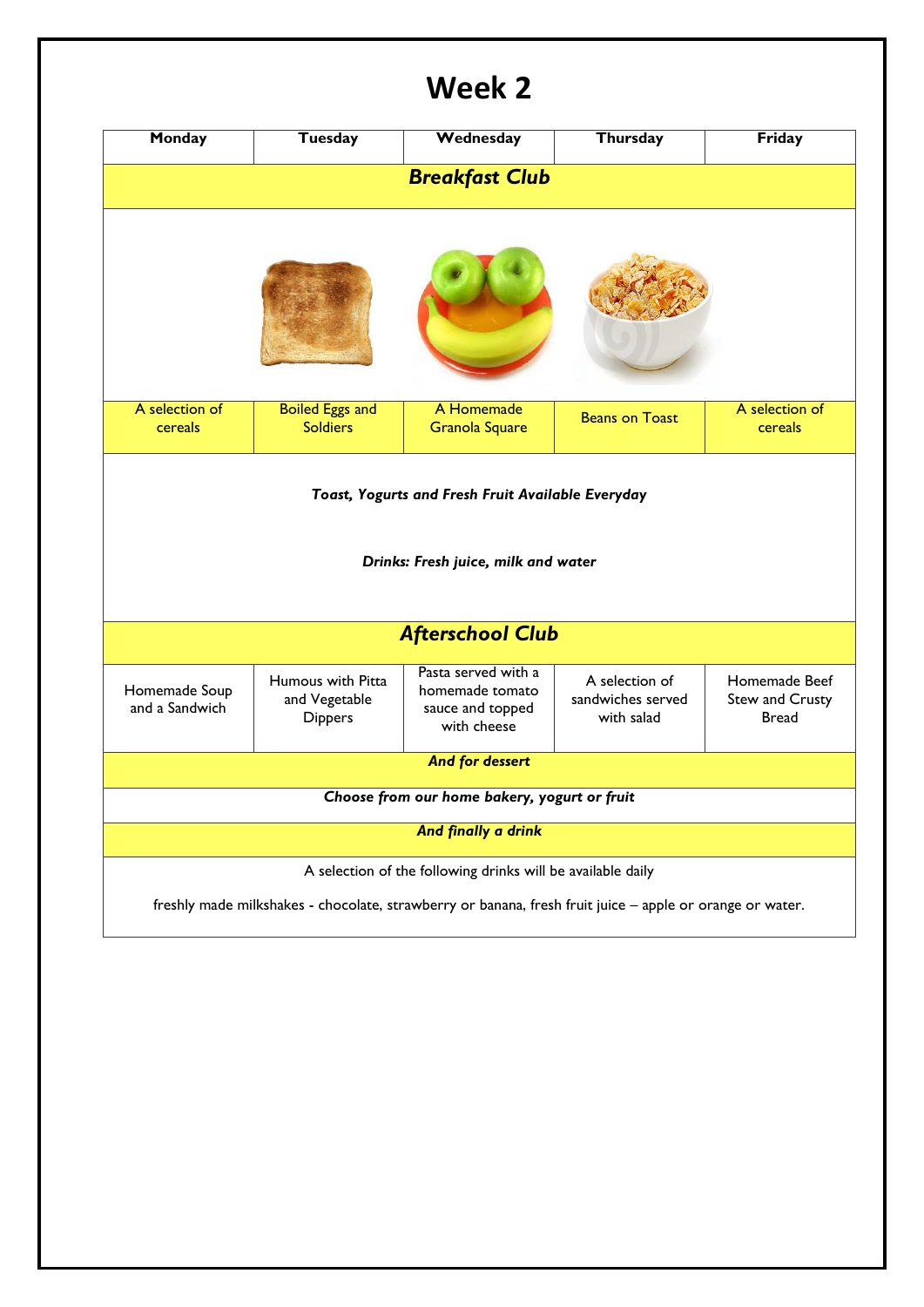# Week 2

| Monday | Tuesday | Wednesday | Thursday | Friday |
|---|---|---|---|---|
| ***Breakfast Club*** | | | | |
| A selection of cereals | Boiled Eggs and Soldiers | A Homemade Granola Square | Beans on Toast | A selection of cereals |
| ***Toast, Yogurts and Fresh Fruit Available Everyday*** <br> ***Drinks: Fresh juice, milk and water*** | | | | |
| ***Afterschool Club*** | | | | |
| Homemade Soup and a Sandwich | Humous with Pitta and Vegetable Dippers | Pasta served with a homemade tomato sauce and topped with cheese | A selection of sandwiches served with salad | Homemade Beef Stew and Crusty Bread |
| ***And for dessert*** | | | | |
| ***Choose from our home bakery, yogurt or fruit*** | | | | |
| ***And finally a drink*** | | | | |
| A selection of the following drinks will be available daily <br> freshly made milkshakes - chocolate, strawberry or banana, fresh fruit juice – apple or orange or water. | | | | |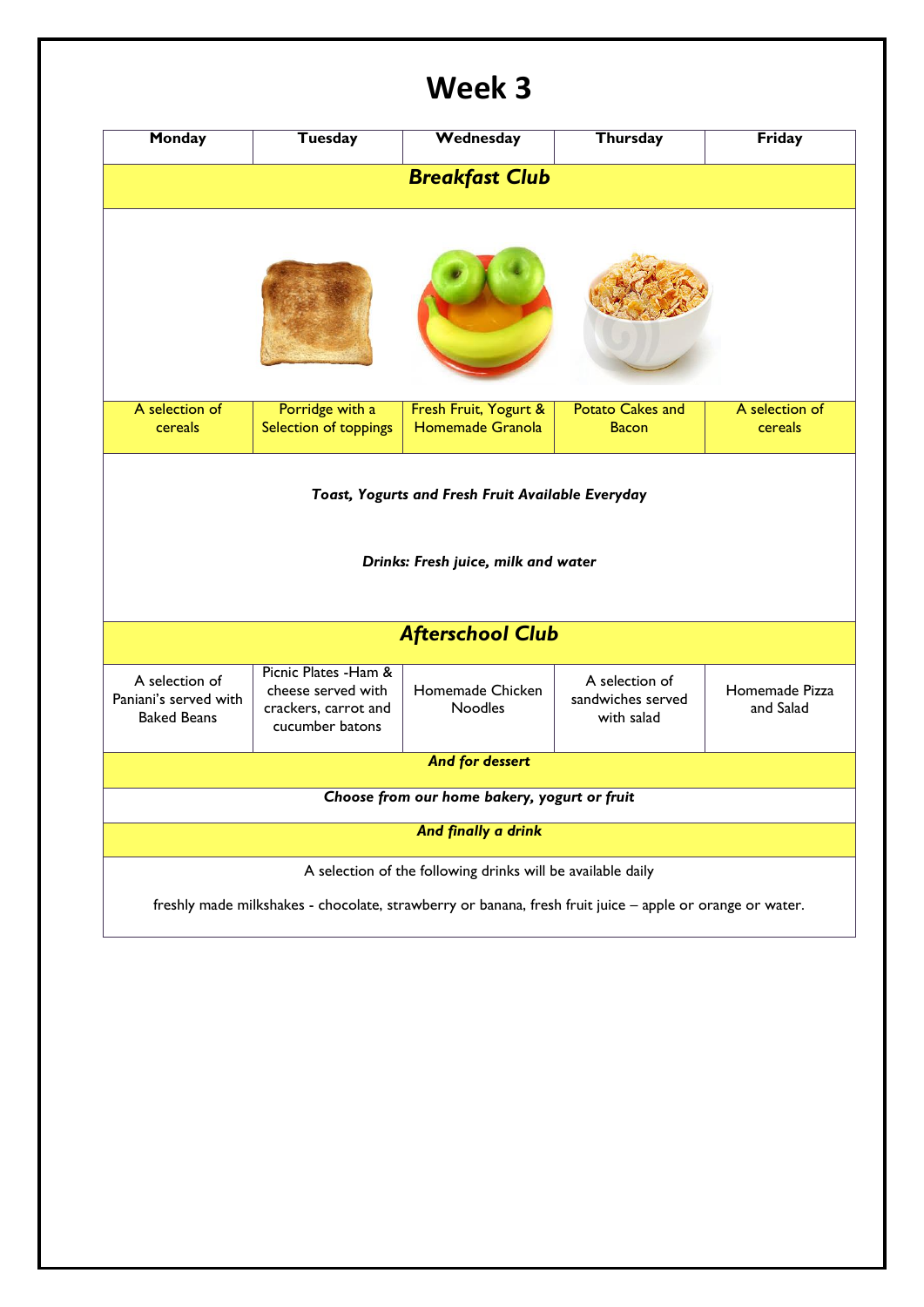# Week 3

| Monday | Tuesday | Wednesday | Thursday | Friday |
|---|---|---|---|---|
| ***Breakfast Club*** | | | | |
| A selection of cereals | Porridge with a Selection of toppings | Fresh Fruit, Yogurt & Homemade Granola | Potato Cakes and Bacon | A selection of cereals |
| ***Toast, Yogurts and Fresh Fruit Available Everyday*** | | | | |
| ***Drinks: Fresh juice, milk and water*** | | | | |
| ***Afterschool Club*** | | | | |
| A selection of Paniani's served with Baked Beans | Picnic Plates -Ham & cheese served with crackers, carrot and cucumber batons | Homemade Chicken Noodles | A selection of sandwiches served with salad | Homemade Pizza and Salad |
| ***And for dessert*** | | | | |
| ***Choose from our home bakery, yogurt or fruit*** | | | | |
| ***And finally a drink*** | | | | |
| A selection of the following drinks will be available daily | | | | |
| freshly made milkshakes - chocolate, strawberry or banana, fresh fruit juice – apple or orange or water. | | | | |